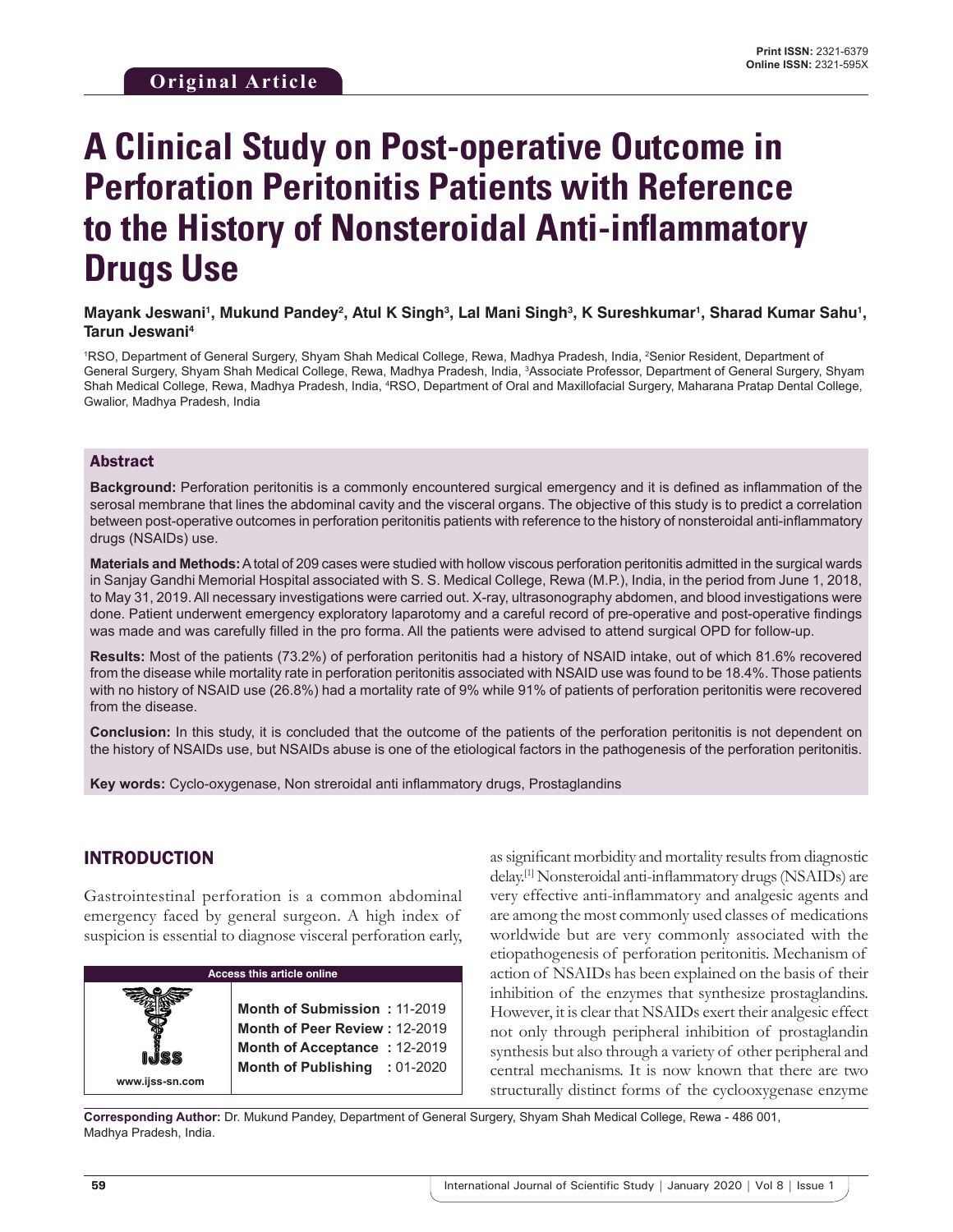Original Article

Print ISSN: 2321-6379
Online ISSN: 2321-595X

# A Clinical Study on Post-operative Outcome in Perforation Peritonitis Patients with Reference to the History of Nonsteroidal Anti-inflammatory Drugs Use

**Mayank Jeswani[1], Mukund Pandey[2], Atul K Singh[3], Lal Mani Singh[3], K Sureshkumar[1], Sharad Kumar Sahu[1], Tarun Jeswani[4]**

[1]RSO, Department of General Surgery, Shyam Shah Medical College, Rewa, Madhya Pradesh, India, [2]Senior Resident, Department of General Surgery, Shyam Shah Medical College, Rewa, Madhya Pradesh, India, [3]Associate Professor, Department of General Surgery, Shyam Shah Medical College, Rewa, Madhya Pradesh, India, [4]RSO, Department of Oral and Maxillofacial Surgery, Maharana Pratap Dental College, Gwalior, Madhya Pradesh, India

## Abstract

**Background:** Perforation peritonitis is a commonly encountered surgical emergency and it is defined as inflammation of the serosal membrane that lines the abdominal cavity and the visceral organs. The objective of this study is to predict a correlation between post-operative outcomes in perforation peritonitis patients with reference to the history of nonsteroidal anti-inflammatory drugs (NSAIDs) use.

**Materials and Methods:** A total of 209 cases were studied with hollow viscous perforation peritonitis admitted in the surgical wards in Sanjay Gandhi Memorial Hospital associated with S. S. Medical College, Rewa (M.P.), India, in the period from June 1, 2018, to May 31, 2019. All necessary investigations were carried out. X-ray, ultrasonography abdomen, and blood investigations were done. Patient underwent emergency exploratory laparotomy and a careful record of pre-operative and post-operative findings was made and was carefully filled in the pro forma. All the patients were advised to attend surgical OPD for follow-up.

**Results:** Most of the patients (73.2%) of perforation peritonitis had a history of NSAID intake, out of which 81.6% recovered from the disease while mortality rate in perforation peritonitis associated with NSAID use was found to be 18.4%. Those patients with no history of NSAID use (26.8%) had a mortality rate of 9% while 91% of patients of perforation peritonitis were recovered from the disease.

**Conclusion:** In this study, it is concluded that the outcome of the patients of the perforation peritonitis is not dependent on the history of NSAIDs use, but NSAIDs abuse is one of the etiological factors in the pathogenesis of the perforation peritonitis.

**Key words:** Cyclo-oxygenase, Non streroidal anti inflammatory drugs, Prostaglandins

## INTRODUCTION

Gastrointestinal perforation is a common abdominal emergency faced by general surgeon. A high index of suspicion is essential to diagnose visceral perforation early, as significant morbidity and mortality results from diagnostic delay.[1] Nonsteroidal anti-inflammatory drugs (NSAIDs) are very effective anti-inflammatory and analgesic agents and are among the most commonly used classes of medications worldwide but are very commonly associated with the etiopathogenesis of perforation peritonitis. Mechanism of action of NSAIDs has been explained on the basis of their inhibition of the enzymes that synthesize prostaglandins. However, it is clear that NSAIDs exert their analgesic effect not only through peripheral inhibition of prostaglandin synthesis but also through a variety of other peripheral and central mechanisms. It is now known that there are two structurally distinct forms of the cyclooxygenase enzyme

| Access this article online | |
|---|---|
| www.ijss-sn.com | Month of Submission : 11-2019<br>Month of Peer Review : 12-2019<br>Month of Acceptance : 12-2019<br>Month of Publishing : 01-2020 |

**Corresponding Author:** Dr. Mukund Pandey, Department of General Surgery, Shyam Shah Medical College, Rewa - 486 001, Madhya Pradesh, India.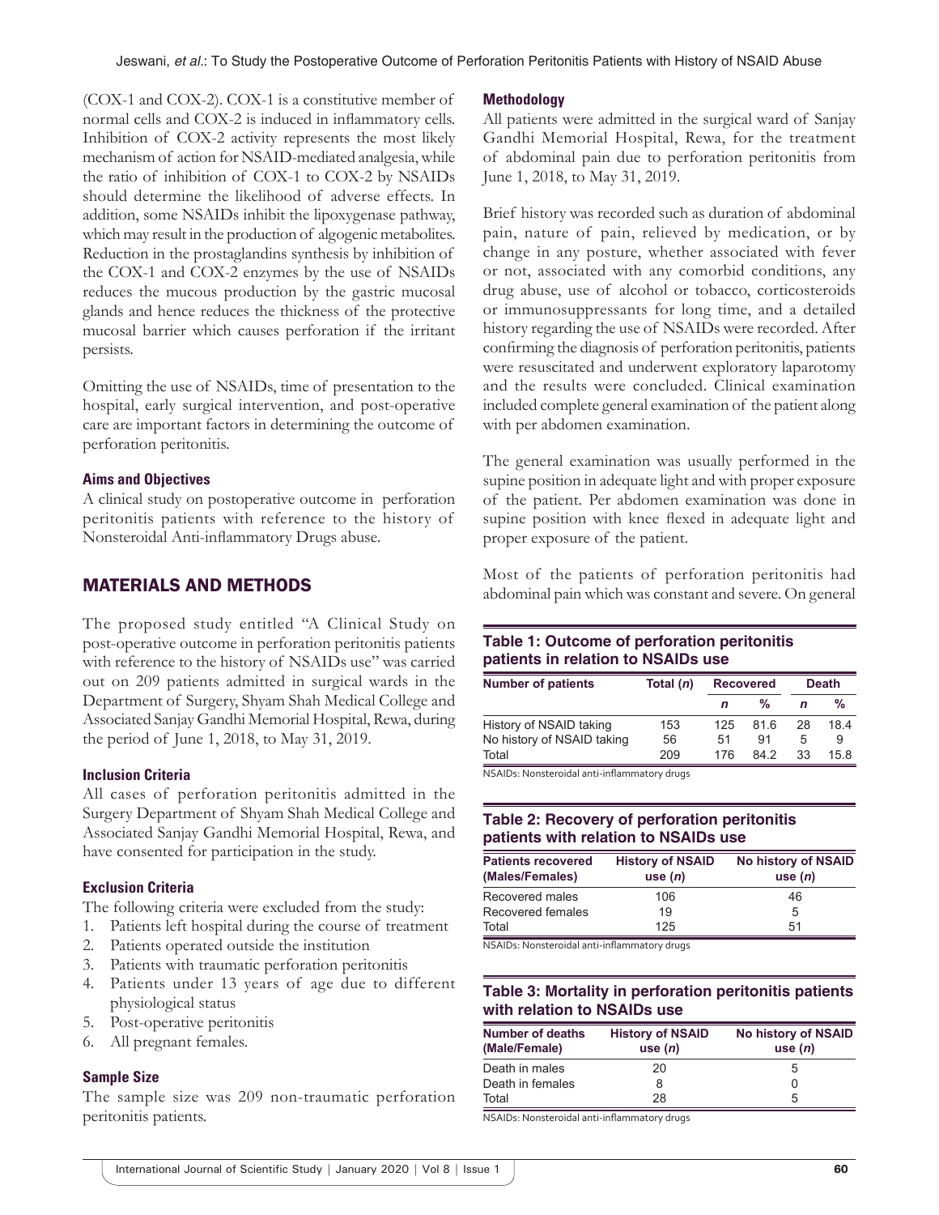(COX-1 and COX-2). COX-1 is a constitutive member of normal cells and COX-2 is induced in inflammatory cells. Inhibition of COX-2 activity represents the most likely mechanism of action for NSAID-mediated analgesia, while the ratio of inhibition of COX-1 to COX-2 by NSAIDs should determine the likelihood of adverse effects. In addition, some NSAIDs inhibit the lipoxygenase pathway, which may result in the production of algogenic metabolites. Reduction in the prostaglandins synthesis by inhibition of the COX-1 and COX-2 enzymes by the use of NSAIDs reduces the mucous production by the gastric mucosal glands and hence reduces the thickness of the protective mucosal barrier which causes perforation if the irritant persists.

Omitting the use of NSAIDs, time of presentation to the hospital, early surgical intervention, and post-operative care are important factors in determining the outcome of perforation peritonitis.

### Aims and Objectives

A clinical study on postoperative outcome in perforation peritonitis patients with reference to the history of Nonsteroidal Anti-inflammatory Drugs abuse.

## MATERIALS AND METHODS

The proposed study entitled "A Clinical Study on post-operative outcome in perforation peritonitis patients with reference to the history of NSAIDs use" was carried out on 209 patients admitted in surgical wards in the Department of Surgery, Shyam Shah Medical College and Associated Sanjay Gandhi Memorial Hospital, Rewa, during the period of June 1, 2018, to May 31, 2019.

### Inclusion Criteria

All cases of perforation peritonitis admitted in the Surgery Department of Shyam Shah Medical College and Associated Sanjay Gandhi Memorial Hospital, Rewa, and have consented for participation in the study.

### Exclusion Criteria

The following criteria were excluded from the study:

1. Patients left hospital during the course of treatment
2. Patients operated outside the institution
3. Patients with traumatic perforation peritonitis
4. Patients under 13 years of age due to different physiological status
5. Post-operative peritonitis
6. All pregnant females.

### Sample Size

The sample size was 209 non-traumatic perforation peritonitis patients.

### Methodology

All patients were admitted in the surgical ward of Sanjay Gandhi Memorial Hospital, Rewa, for the treatment of abdominal pain due to perforation peritonitis from June 1, 2018, to May 31, 2019.

Brief history was recorded such as duration of abdominal pain, nature of pain, relieved by medication, or by change in any posture, whether associated with fever or not, associated with any comorbid conditions, any drug abuse, use of alcohol or tobacco, corticosteroids or immunosuppressants for long time, and a detailed history regarding the use of NSAIDs were recorded. After confirming the diagnosis of perforation peritonitis, patients were resuscitated and underwent exploratory laparotomy and the results were concluded. Clinical examination included complete general examination of the patient along with per abdomen examination.

The general examination was usually performed in the supine position in adequate light and with proper exposure of the patient. Per abdomen examination was done in supine position with knee flexed in adequate light and proper exposure of the patient.

Most of the patients of perforation peritonitis had abdominal pain which was constant and severe. On general

**Table 1: Outcome of perforation peritonitis patients in relation to NSAIDs use**

| Number of patients | Total (*n*) | Recovered | | Death | |
|---|---|---|---|---|---|
| | | *n* | % | *n* | % |
| History of NSAID taking | 153 | 125 | 81.6 | 28 | 18.4 |
| No history of NSAID taking | 56 | 51 | 91 | 5 | 9 |
| Total | 209 | 176 | 84.2 | 33 | 15.8 |

NSAIDs: Nonsteroidal anti-inflammatory drugs

**Table 2: Recovery of perforation peritonitis patients with relation to NSAIDs use**

| Patients recovered (Males/Females) | History of NSAID use (*n*) | No history of NSAID use (*n*) |
|---|---|---|
| Recovered males | 106 | 46 |
| Recovered females | 19 | 5 |
| Total | 125 | 51 |

NSAIDs: Nonsteroidal anti-inflammatory drugs

**Table 3: Mortality in perforation peritonitis patients with relation to NSAIDs use**

| Number of deaths (Male/Female) | History of NSAID use (*n*) | No history of NSAID use (*n*) |
|---|---|---|
| Death in males | 20 | 5 |
| Death in females | 8 | 0 |
| Total | 28 | 5 |

NSAIDs: Nonsteroidal anti-inflammatory drugs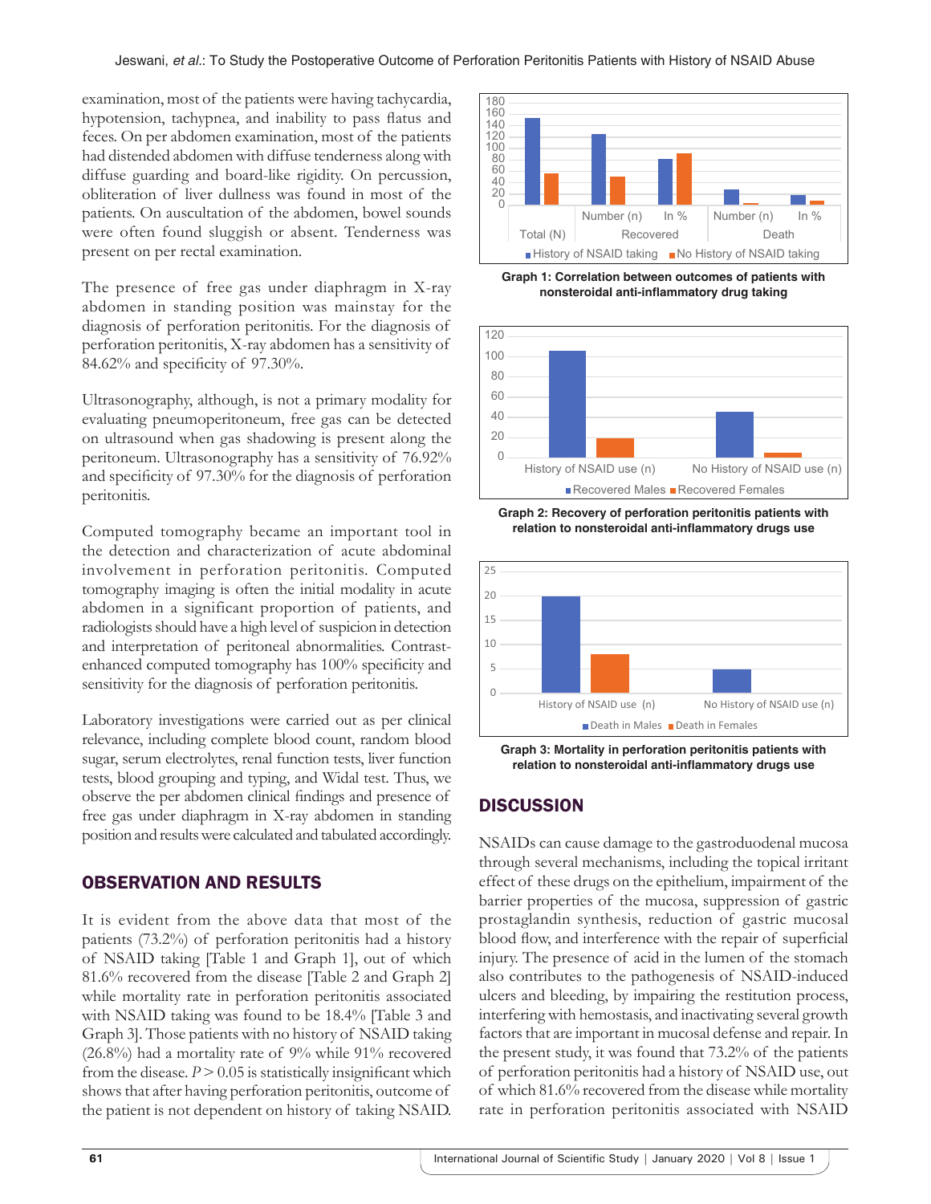examination, most of the patients were having tachycardia, hypotension, tachypnea, and inability to pass flatus and feces. On per abdomen examination, most of the patients had distended abdomen with diffuse tenderness along with diffuse guarding and board-like rigidity. On percussion, obliteration of liver dullness was found in most of the patients. On auscultation of the abdomen, bowel sounds were often found sluggish or absent. Tenderness was present on per rectal examination.

The presence of free gas under diaphragm in X-ray abdomen in standing position was mainstay for the diagnosis of perforation peritonitis. For the diagnosis of perforation peritonitis, X-ray abdomen has a sensitivity of 84.62% and specificity of 97.30%.

Ultrasonography, although, is not a primary modality for evaluating pneumoperitoneum, free gas can be detected on ultrasound when gas shadowing is present along the peritoneum. Ultrasonography has a sensitivity of 76.92% and specificity of 97.30% for the diagnosis of perforation peritonitis.

Computed tomography became an important tool in the detection and characterization of acute abdominal involvement in perforation peritonitis. Computed tomography imaging is often the initial modality in acute abdomen in a significant proportion of patients, and radiologists should have a high level of suspicion in detection and interpretation of peritoneal abnormalities. Contrast-enhanced computed tomography has 100% specificity and sensitivity for the diagnosis of perforation peritonitis.

Laboratory investigations were carried out as per clinical relevance, including complete blood count, random blood sugar, serum electrolytes, renal function tests, liver function tests, blood grouping and typing, and Widal test. Thus, we observe the per abdomen clinical findings and presence of free gas under diaphragm in X-ray abdomen in standing position and results were calculated and tabulated accordingly.

## OBSERVATION AND RESULTS

It is evident from the above data that most of the patients (73.2%) of perforation peritonitis had a history of NSAID taking [Table 1 and Graph 1], out of which 81.6% recovered from the disease [Table 2 and Graph 2] while mortality rate in perforation peritonitis associated with NSAID taking was found to be 18.4% [Table 3 and Graph 3]. Those patients with no history of NSAID taking (26.8%) had a mortality rate of 9% while 91% recovered from the disease. $P > 0.05$ is statistically insignificant which shows that after having perforation peritonitis, outcome of the patient is not dependent on history of taking NSAID.

**Graph 1: Correlation between outcomes of patients with nonsteroidal anti-inflammatory drug taking**

**Graph 2: Recovery of perforation peritonitis patients with relation to nonsteroidal anti-inflammatory drugs use**

**Graph 3: Mortality in perforation peritonitis patients with relation to nonsteroidal anti-inflammatory drugs use**

## DISCUSSION

NSAIDs can cause damage to the gastroduodenal mucosa through several mechanisms, including the topical irritant effect of these drugs on the epithelium, impairment of the barrier properties of the mucosa, suppression of gastric prostaglandin synthesis, reduction of gastric mucosal blood flow, and interference with the repair of superficial injury. The presence of acid in the lumen of the stomach also contributes to the pathogenesis of NSAID-induced ulcers and bleeding, by impairing the restitution process, interfering with hemostasis, and inactivating several growth factors that are important in mucosal defense and repair. In the present study, it was found that 73.2% of the patients of perforation peritonitis had a history of NSAID use, out of which 81.6% recovered from the disease while mortality rate in perforation peritonitis associated with NSAID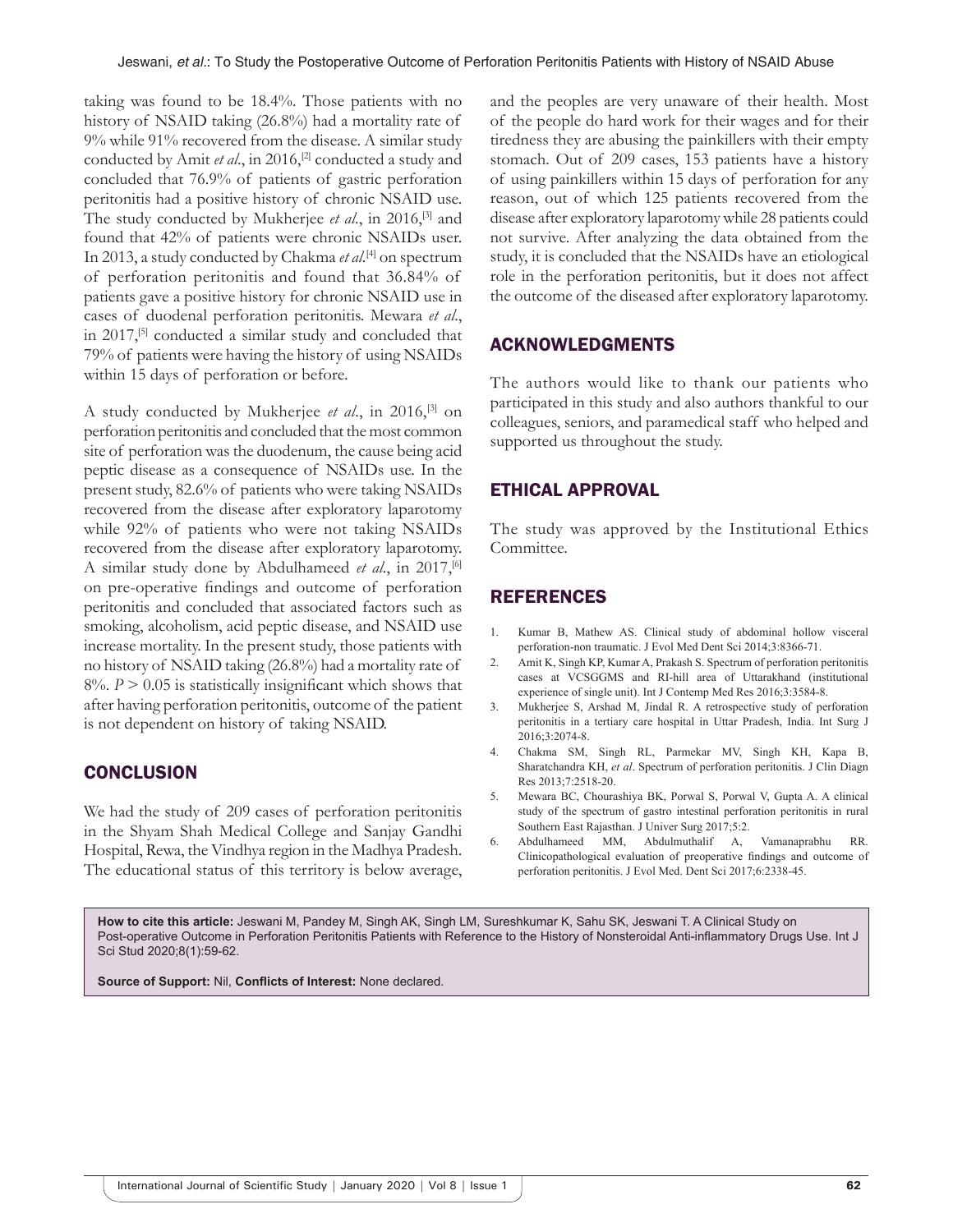taking was found to be 18.4%. Those patients with no history of NSAID taking (26.8%) had a mortality rate of 9% while 91% recovered from the disease. A similar study conducted by Amit *et al*., in 2016,[2] conducted a study and concluded that 76.9% of patients of gastric perforation peritonitis had a positive history of chronic NSAID use. The study conducted by Mukherjee *et al*., in 2016,[3] and found that 42% of patients were chronic NSAIDs user. In 2013, a study conducted by Chakma *et al*.[4] on spectrum of perforation peritonitis and found that 36.84% of patients gave a positive history for chronic NSAID use in cases of duodenal perforation peritonitis. Mewara *et al*., in 2017,[5] conducted a similar study and concluded that 79% of patients were having the history of using NSAIDs within 15 days of perforation or before.

A study conducted by Mukherjee *et al*., in 2016,[3] on perforation peritonitis and concluded that the most common site of perforation was the duodenum, the cause being acid peptic disease as a consequence of NSAIDs use. In the present study, 82.6% of patients who were taking NSAIDs recovered from the disease after exploratory laparotomy while 92% of patients who were not taking NSAIDs recovered from the disease after exploratory laparotomy. A similar study done by Abdulhameed *et al*., in 2017,[6] on pre-operative findings and outcome of perforation peritonitis and concluded that associated factors such as smoking, alcoholism, acid peptic disease, and NSAID use increase mortality. In the present study, those patients with no history of NSAID taking (26.8%) had a mortality rate of 8%. $P > 0.05$ is statistically insignificant which shows that after having perforation peritonitis, outcome of the patient is not dependent on history of taking NSAID.

## CONCLUSION

We had the study of 209 cases of perforation peritonitis in the Shyam Shah Medical College and Sanjay Gandhi Hospital, Rewa, the Vindhya region in the Madhya Pradesh. The educational status of this territory is below average, and the peoples are very unaware of their health. Most of the people do hard work for their wages and for their tiredness they are abusing the painkillers with their empty stomach. Out of 209 cases, 153 patients have a history of using painkillers within 15 days of perforation for any reason, out of which 125 patients recovered from the disease after exploratory laparotomy while 28 patients could not survive. After analyzing the data obtained from the study, it is concluded that the NSAIDs have an etiological role in the perforation peritonitis, but it does not affect the outcome of the diseased after exploratory laparotomy.

## ACKNOWLEDGMENTS

The authors would like to thank our patients who participated in this study and also authors thankful to our colleagues, seniors, and paramedical staff who helped and supported us throughout the study.

## ETHICAL APPROVAL

The study was approved by the Institutional Ethics Committee.

## REFERENCES

1. Kumar B, Mathew AS. Clinical study of abdominal hollow visceral perforation-non traumatic. J Evol Med Dent Sci 2014;3:8366-71.
2. Amit K, Singh KP, Kumar A, Prakash S. Spectrum of perforation peritonitis cases at VCSGGMS and RI-hill area of Uttarakhand (institutional experience of single unit). Int J Contemp Med Res 2016;3:3584-8.
3. Mukherjee S, Arshad M, Jindal R. A retrospective study of perforation peritonitis in a tertiary care hospital in Uttar Pradesh, India. Int Surg J 2016;3:2074-8.
4. Chakma SM, Singh RL, Parmekar MV, Singh KH, Kapa B, Sharatchandra KH, *et al*. Spectrum of perforation peritonitis. J Clin Diagn Res 2013;7:2518-20.
5. Mewara BC, Chourashiya BK, Porwal S, Porwal V, Gupta A. A clinical study of the spectrum of gastro intestinal perforation peritonitis in rural Southern East Rajasthan. J Univer Surg 2017;5:2.
6. Abdulhameed MM, Abdulmuthalif A, Vamanaprabhu RR. Clinicopathological evaluation of preoperative findings and outcome of perforation peritonitis. J Evol Med. Dent Sci 2017;6:2338-45.

**How to cite this article:** Jeswani M, Pandey M, Singh AK, Singh LM, Sureshkumar K, Sahu SK, Jeswani T. A Clinical Study on Post-operative Outcome in Perforation Peritonitis Patients with Reference to the History of Nonsteroidal Anti-inflammatory Drugs Use. Int J Sci Stud 2020;8(1):59-62.

**Source of Support:** Nil, **Conflicts of Interest:** None declared.